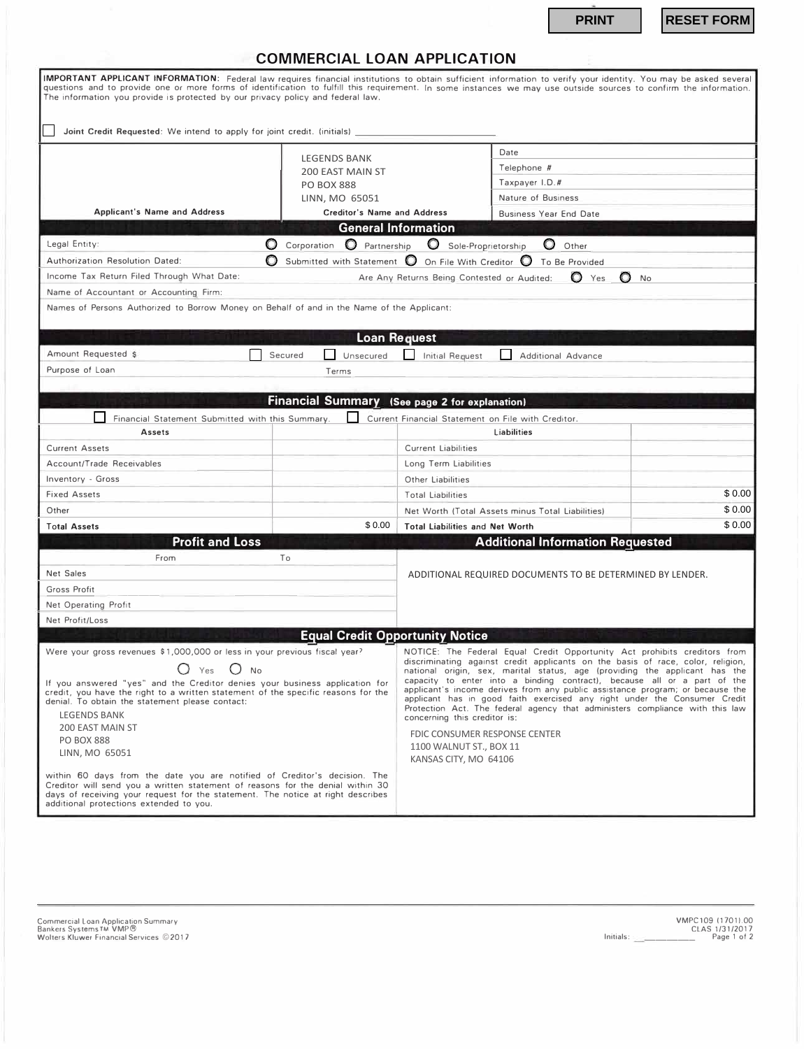PRINT | RESET FORM

# COMMERCIAL LOAN APPLICATION

**IMPORTANT APPLICANT INFORMATION:** Federal law requires financial institutions to obtain sufficient information to verify your identity. You may be asked several questions and to provide one or more forms of identification to fulfill this requirement. In some instances we may use outside sources to confirm the information. The information you provide is protected by our privacy policy and federal law.

☐ **Joint Credit Requested**: We intend to apply for joint credit. (initials) ____________________

| Applicant's Name and Address | Creditor's Name and Address | |
|---|---|---|
| | LEGENDS BANK<br>200 EAST MAIN ST<br>PO BOX 888<br>LINN, MO 65051 | Date<br>Telephone #<br>Taxpayer I.D.#<br>Nature of Business<br>Business Year End Date |

## General Information

Legal Entity: ○ Corporation ○ Partnership ○ Sole-Proprietorship ○ Other

Authorization Resolution Dated: ○ Submitted with Statement ○ On File With Creditor ○ To Be Provided

Income Tax Return Filed Through What Date: Are Any Returns Being Contested or Audited: ○ Yes ○ No

Name of Accountant or Accounting Firm:

Names of Persons Authorized to Borrow Money on Behalf of and in the Name of the Applicant:

## Loan Request

Amount Requested $ ☐ Secured ☐ Unsecured ☐ Initial Request ☐ Additional Advance

Purpose of Loan Terms

## Financial Summary (See page 2 for explanation)

☐ Financial Statement Submitted with this Summary. ☐ Current Financial Statement on File with Creditor.

| Assets | | Liabilities | |
|---|---|---|---|
| Current Assets | | Current Liabilities | |
| Account/Trade Receivables | | Long Term Liabilities | |
| Inventory - Gross | | Other Liabilities | |
| Fixed Assets | | Total Liabilities | $ 0.00 |
| Other | | Net Worth (Total Assets minus Total Liabilities) | $ 0.00 |
| **Total Assets** | $ 0.00 | **Total Liabilities and Net Worth** | $ 0.00 |

## Profit and Loss

| From | To |
|---|---|
| Net Sales | |
| Gross Profit | |
| Net Operating Profit | |
| Net Profit/Loss | |

## Additional Information Requested

ADDITIONAL REQUIRED DOCUMENTS TO BE DETERMINED BY LENDER.

## Equal Credit Opportunity Notice

Were your gross revenues $1,000,000 or less in your previous fiscal year?

○ Yes ○ No

If you answered "yes" and the Creditor denies your business application for credit, you have the right to a written statement of the specific reasons for the denial. To obtain the statement please contact:

LEGENDS BANK
200 EAST MAIN ST
PO BOX 888
LINN, MO 65051

within 60 days from the date you are notified of Creditor's decision. The Creditor will send you a written statement of reasons for the denial within 30 days of receiving your request for the statement. The notice at right describes additional protections extended to you.

NOTICE: The Federal Equal Credit Opportunity Act prohibits creditors from discriminating against credit applicants on the basis of race, color, religion, national origin, sex, marital status, age (providing the applicant has the capacity to enter into a binding contract), because all or a part of the applicant's income derives from any public assistance program; or because the applicant has in good faith exercised any right under the Consumer Credit Protection Act. The federal agency that administers compliance with this law concerning this creditor is:

FDIC CONSUMER RESPONSE CENTER
1100 WALNUT ST., BOX 11
KANSAS CITY, MO 64106

Commercial Loan Application Summary
Bankers Systems™ VMP®
Wolters Kluwer Financial Services ©2017

VMPC109 (1701).00
CLAS 1/31/2017
Initials: ____________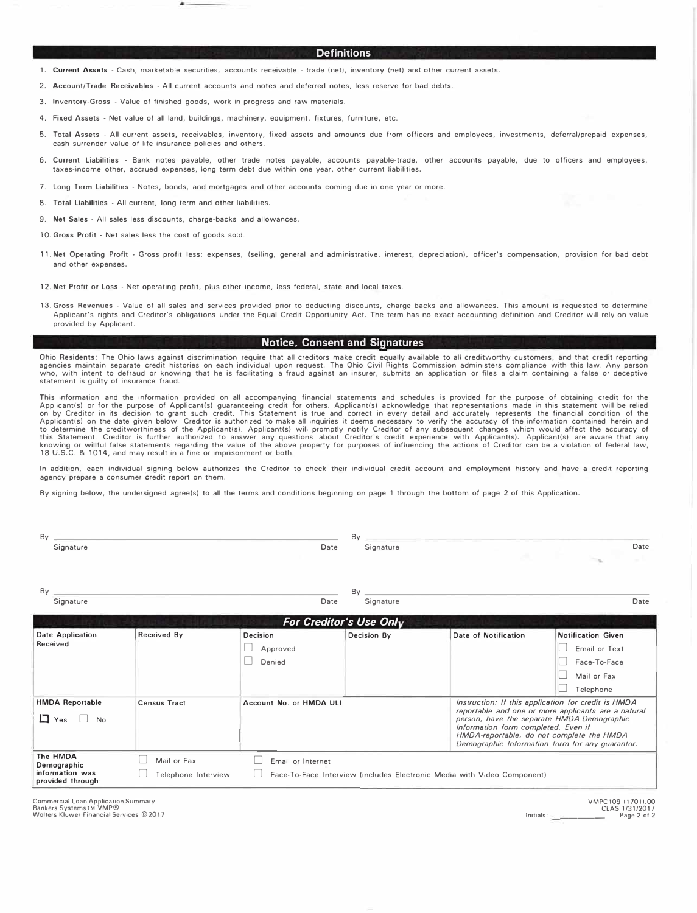## Definitions

1. **Current Assets** - Cash, marketable securities, accounts receivable - trade (net), inventory (net) and other current assets.
2. **Account/Trade Receivables** - All current accounts and notes and deferred notes, less reserve for bad debts.
3. **Inventory-Gross** - Value of finished goods, work in progress and raw materials.
4. **Fixed Assets** - Net value of all land, buildings, machinery, equipment, fixtures, furniture, etc.
5. **Total Assets** - All current assets, receivables, inventory, fixed assets and amounts due from officers and employees, investments, deferral/prepaid expenses, cash surrender value of life insurance policies and others.
6. **Current Liabilities** - Bank notes payable, other trade notes payable, accounts payable-trade, other accounts payable, due to officers and employees, taxes-income other, accrued expenses, long term debt due within one year, other current liabilities.
7. **Long Term Liabilities** - Notes, bonds, and mortgages and other accounts coming due in one year or more.
8. **Total Liabilities** - All current, long term and other liabilities.
9. **Net Sales** - All sales less discounts, charge-backs and allowances.
10. **Gross Profit** - Net sales less the cost of goods sold.
11. **Net Operating Profit** - Gross profit less: expenses, (selling, general and administrative, interest, depreciation), officer's compensation, provision for bad debt and other expenses.
12. **Net Profit or Loss** - Net operating profit, plus other income, less federal, state and local taxes.
13. **Gross Revenues** - Value of all sales and services provided prior to deducting discounts, charge backs and allowances. This amount is requested to determine Applicant's rights and Creditor's obligations under the Equal Credit Opportunity Act. The term has no exact accounting definition and Creditor will rely on value provided by Applicant.

## Notice, Consent and Signatures

**Ohio Residents:** The Ohio laws against discrimination require that all creditors make credit equally available to all creditworthy customers, and that credit reporting agencies maintain separate credit histories on each individual upon request. The Ohio Civil Rights Commission administers compliance with this law. Any person who, with intent to defraud or knowing that he is facilitating a fraud against an insurer, submits an application or files a claim containing a false or deceptive statement is guilty of insurance fraud.

This information and the information provided on all accompanying financial statements and schedules is provided for the purpose of obtaining credit for the Applicant(s) or for the purpose of Applicant(s) guaranteeing credit for others. Applicant(s) acknowledge that representations made in this statement will be relied on by Creditor in its decision to grant such credit. This Statement is true and correct in every detail and accurately represents the financial condition of the Applicant(s) on the date given below. Creditor is authorized to make all inquiries it deems necessary to verify the accuracy of the information contained herein and to determine the creditworthiness of the Applicant(s). Applicant(s) will promptly notify Creditor of any subsequent changes which would affect the accuracy of this Statement. Creditor is further authorized to answer any questions about Creditor's credit experience with Applicant(s). Applicant(s) are aware that any knowing or willful false statements regarding the value of the above property for purposes of influencing the actions of Creditor can be a violation of federal law, 18 U.S.C. & 1014, and may result in a fine or imprisonment or both.

In addition, each individual signing below authorizes the Creditor to check their individual credit account and employment history and have a credit reporting agency prepare a consumer credit report on them.

By signing below, the undersigned agree(s) to all the terms and conditions beginning on page 1 through the bottom of page 2 of this Application.

By ______________________________ Signature Date    By ______________________________ Signature Date

By ______________________________ Signature Date    By ______________________________ Signature Date

### *For Creditor's Use Only*

| Date Application Received | Received By | Decision | Decision By | Date of Notification | Notification Given |
|---|---|---|---|---|---|
| | | ☐ Approved<br>☐ Denied | | | ☐ Email or Text<br>☐ Face-To-Face<br>☐ Mail or Fax<br>☐ Telephone |
| **HMDA Reportable**<br>☐ Yes ☐ No | **Census Tract** | **Account No. or HMDA ULI** | | *Instruction: If this application for credit is HMDA reportable and one or more applicants are a natural person, have the separate HMDA Demographic Information form completed. Even if HMDA-reportable, do not complete the HMDA Demographic Information form for any guarantor.* | |
| **The HMDA Demographic information was provided through:** | ☐ Mail or Fax<br>☐ Telephone Interview | ☐ Email or Internet<br>☐ Face-To-Face Interview (includes Electronic Media with Video Component) | | | |

Commercial Loan Application Summary
Bankers Systems™ VMP®
Wolters Kluwer Financial Services ©2017

VMPC109 (1701).00
CLAS 1/31/2017
Initials: __________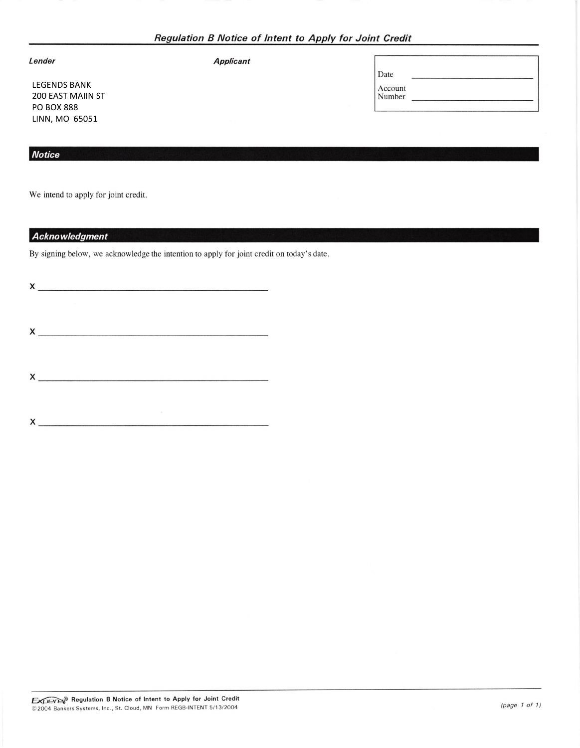## *Regulation B Notice of Intent to Apply for Joint Credit*

| ***Lender*** | ***Applicant*** | |
|---|---|---|
| LEGENDS BANK<br>200 EAST MAIIN ST<br>PO BOX 888<br>LINN, MO 65051 | | Date \_\_\_\_\_\_\_\_\_\_\_\_\_\_\_\_\_\_\_\_<br>Account Number \_\_\_\_\_\_\_\_\_\_\_\_\_\_\_\_\_\_\_\_ |

### *Notice*

We intend to apply for joint credit.

### *Acknowledgment*

By signing below, we acknowledge the intention to apply for joint credit on today's date.

X \_\_\_\_\_\_\_\_\_\_\_\_\_\_\_\_\_\_\_\_\_\_\_\_\_\_\_\_\_\_\_\_\_\_\_\_\_\_\_\_\_\_\_\_

X \_\_\_\_\_\_\_\_\_\_\_\_\_\_\_\_\_\_\_\_\_\_\_\_\_\_\_\_\_\_\_\_\_\_\_\_\_\_\_\_\_\_\_\_

X \_\_\_\_\_\_\_\_\_\_\_\_\_\_\_\_\_\_\_\_\_\_\_\_\_\_\_\_\_\_\_\_\_\_\_\_\_\_\_\_\_\_\_\_

X \_\_\_\_\_\_\_\_\_\_\_\_\_\_\_\_\_\_\_\_\_\_\_\_\_\_\_\_\_\_\_\_\_\_\_\_\_\_\_\_\_\_\_\_

Expere® Regulation B Notice of Intent to Apply for Joint Credit
©2004 Bankers Systems, Inc., St. Cloud, MN Form REGB-INTENT 5/13/2004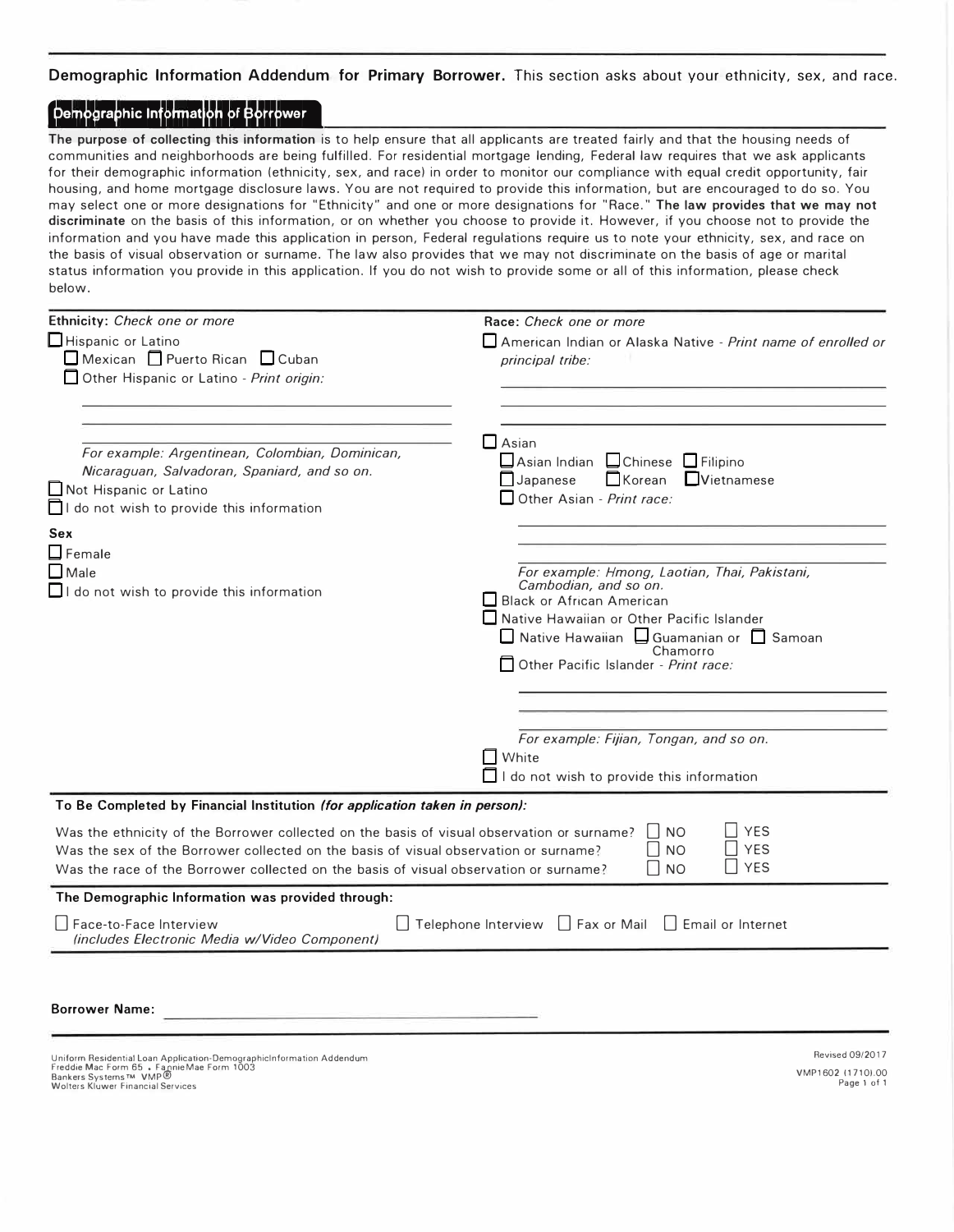**Demographic Information Addendum for Primary Borrower.** This section asks about your ethnicity, sex, and race.

## Demographic Information of Borrower

**The purpose of collecting this information** is to help ensure that all applicants are treated fairly and that the housing needs of communities and neighborhoods are being fulfilled. For residential mortgage lending, Federal law requires that we ask applicants for their demographic information (ethnicity, sex, and race) in order to monitor our compliance with equal credit opportunity, fair housing, and home mortgage disclosure laws. You are not required to provide this information, but are encouraged to do so. You may select one or more designations for "Ethnicity" and one or more designations for "Race." **The law provides that we may not discriminate** on the basis of this information, or on whether you choose to provide it. However, if you choose not to provide the information and you have made this application in person, Federal regulations require us to note your ethnicity, sex, and race on the basis of visual observation or surname. The law also provides that we may not discriminate on the basis of age or marital status information you provide in this application. If you do not wish to provide some or all of this information, please check below.

**Ethnicity:** *Check one or more*

- ☐ Hispanic or Latino
  - ☐ Mexican ☐ Puerto Rican ☐ Cuban
  - ☐ Other Hispanic or Latino - *Print origin:*

    ______________________________

    *For example: Argentinean, Colombian, Dominican, Nicaraguan, Salvadoran, Spaniard, and so on.*
- ☐ Not Hispanic or Latino
- ☐ I do not wish to provide this information

**Sex**

- ☐ Female
- ☐ Male
- ☐ I do not wish to provide this information

**Race:** *Check one or more*

- ☐ American Indian or Alaska Native - *Print name of enrolled or principal tribe:*

  ______________________________
- ☐ Asian
  - ☐ Asian Indian ☐ Chinese ☐ Filipino
  - ☐ Japanese ☐ Korean ☐ Vietnamese
  - ☐ Other Asian - *Print race:*

    ______________________________

    *For example: Hmong, Laotian, Thai, Pakistani, Cambodian, and so on.*
- ☐ Black or African American
- ☐ Native Hawaiian or Other Pacific Islander
  - ☐ Native Hawaiian ☐ Guamanian or Chamorro ☐ Samoan
  - ☐ Other Pacific Islander - *Print race:*

    ______________________________

    *For example: Fijian, Tongan, and so on.*
- ☐ White
- ☐ I do not wish to provide this information

**To Be Completed by Financial Institution** ***(for application taken in person):***

Was the ethnicity of the Borrower collected on the basis of visual observation or surname? ☐ NO ☐ YES

Was the sex of the Borrower collected on the basis of visual observation or surname? ☐ NO ☐ YES

Was the race of the Borrower collected on the basis of visual observation or surname? ☐ NO ☐ YES

**The Demographic Information was provided through:**

☐ Face-to-Face Interview *(includes Electronic Media w/Video Component)* ☐ Telephone Interview ☐ Fax or Mail ☐ Email or Internet

**Borrower Name:** ______________________________

Uniform Residential Loan Application-Demographic Information Addendum
Freddie Mac Form 65 • Fannie Mae Form 1003
Bankers Systems™ VMP®
Wolters Kluwer Financial Services

Revised 09/2017
VMP1602 (1710).00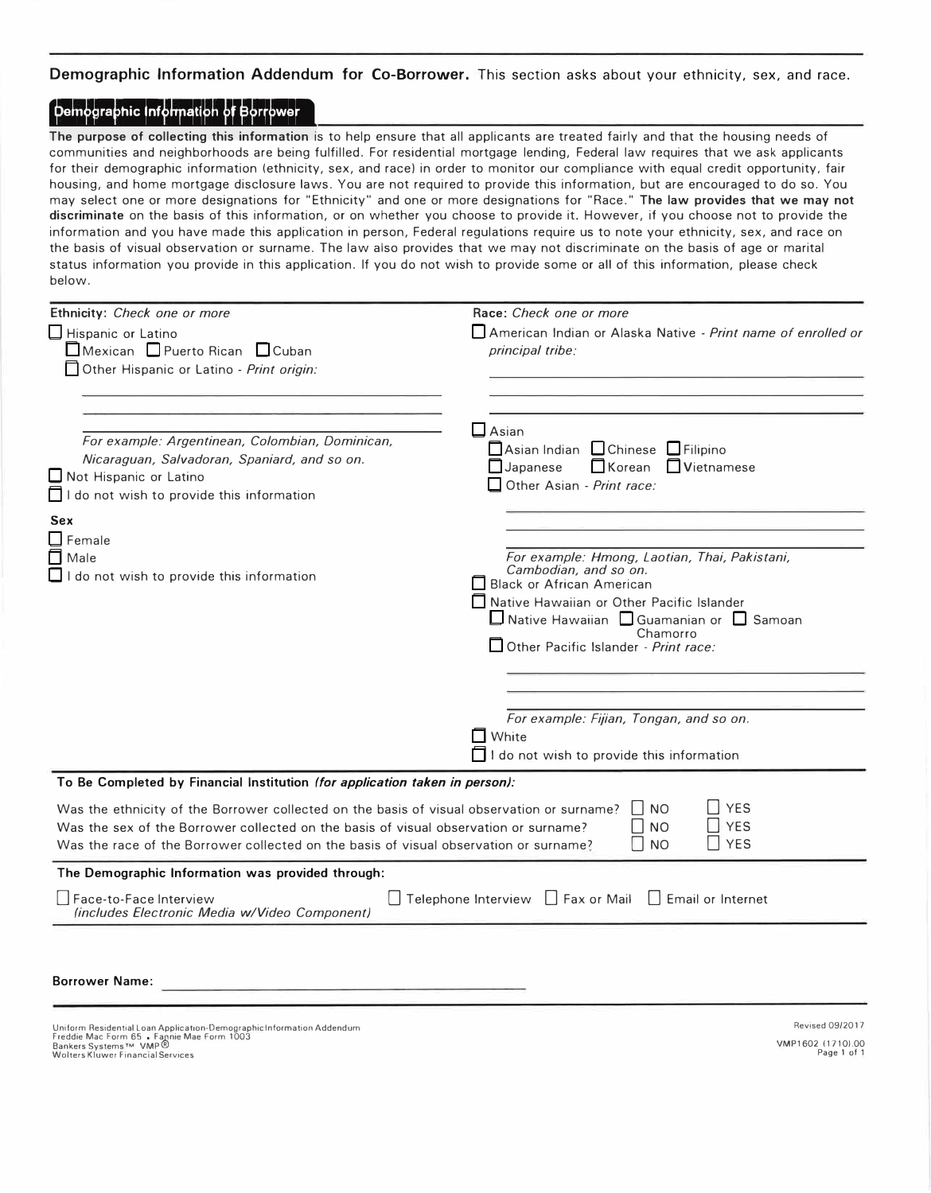**Demographic Information Addendum for Co-Borrower.** This section asks about your ethnicity, sex, and race.

## Demographic Information of Borrower

**The purpose of collecting this information** is to help ensure that all applicants are treated fairly and that the housing needs of communities and neighborhoods are being fulfilled. For residential mortgage lending, Federal law requires that we ask applicants for their demographic information (ethnicity, sex, and race) in order to monitor our compliance with equal credit opportunity, fair housing, and home mortgage disclosure laws. You are not required to provide this information, but are encouraged to do so. You may select one or more designations for "Ethnicity" and one or more designations for "Race." **The law provides that we may not discriminate** on the basis of this information, or on whether you choose to provide it. However, if you choose not to provide the information and you have made this application in person, Federal regulations require us to note your ethnicity, sex, and race on the basis of visual observation or surname. The law also provides that we may not discriminate on the basis of age or marital status information you provide in this application. If you do not wish to provide some or all of this information, please check below.

**Ethnicity:** *Check one or more*

- ☐ Hispanic or Latino
  - ☐ Mexican ☐ Puerto Rican ☐ Cuban
  - ☐ Other Hispanic or Latino - *Print origin:*

    ______________________________

    *For example: Argentinean, Colombian, Dominican, Nicaraguan, Salvadoran, Spaniard, and so on.*
- ☐ Not Hispanic or Latino
- ☐ I do not wish to provide this information

**Sex**

- ☐ Female
- ☐ Male
- ☐ I do not wish to provide this information

**Race:** *Check one or more*

- ☐ American Indian or Alaska Native - *Print name of enrolled or principal tribe:*

  ______________________________
- ☐ Asian
  - ☐ Asian Indian ☐ Chinese ☐ Filipino
  - ☐ Japanese ☐ Korean ☐ Vietnamese
  - ☐ Other Asian - *Print race:*

    ______________________________

    *For example: Hmong, Laotian, Thai, Pakistani, Cambodian, and so on.*
- ☐ Black or African American
- ☐ Native Hawaiian or Other Pacific Islander
  - ☐ Native Hawaiian ☐ Guamanian or Chamorro ☐ Samoan
  - ☐ Other Pacific Islander - *Print race:*

    ______________________________

    *For example: Fijian, Tongan, and so on.*
- ☐ White
- ☐ I do not wish to provide this information

**To Be Completed by Financial Institution** ***(for application taken in person):***

| | | |
|---|---|---|
| Was the ethnicity of the Borrower collected on the basis of visual observation or surname? | ☐ NO | ☐ YES |
| Was the sex of the Borrower collected on the basis of visual observation or surname? | ☐ NO | ☐ YES |
| Was the race of the Borrower collected on the basis of visual observation or surname? | ☐ NO | ☐ YES |

**The Demographic Information was provided through:**

☐ Face-to-Face Interview *(includes Electronic Media w/Video Component)* ☐ Telephone Interview ☐ Fax or Mail ☐ Email or Internet

**Borrower Name:** ______________________________

Uniform Residential Loan Application-Demographic Information Addendum
Freddie Mac Form 65 • Fannie Mae Form 1003
Bankers Systems™ VMP®
Wolters Kluwer Financial Services

Revised 09/2017
VMP1602 (1710).00